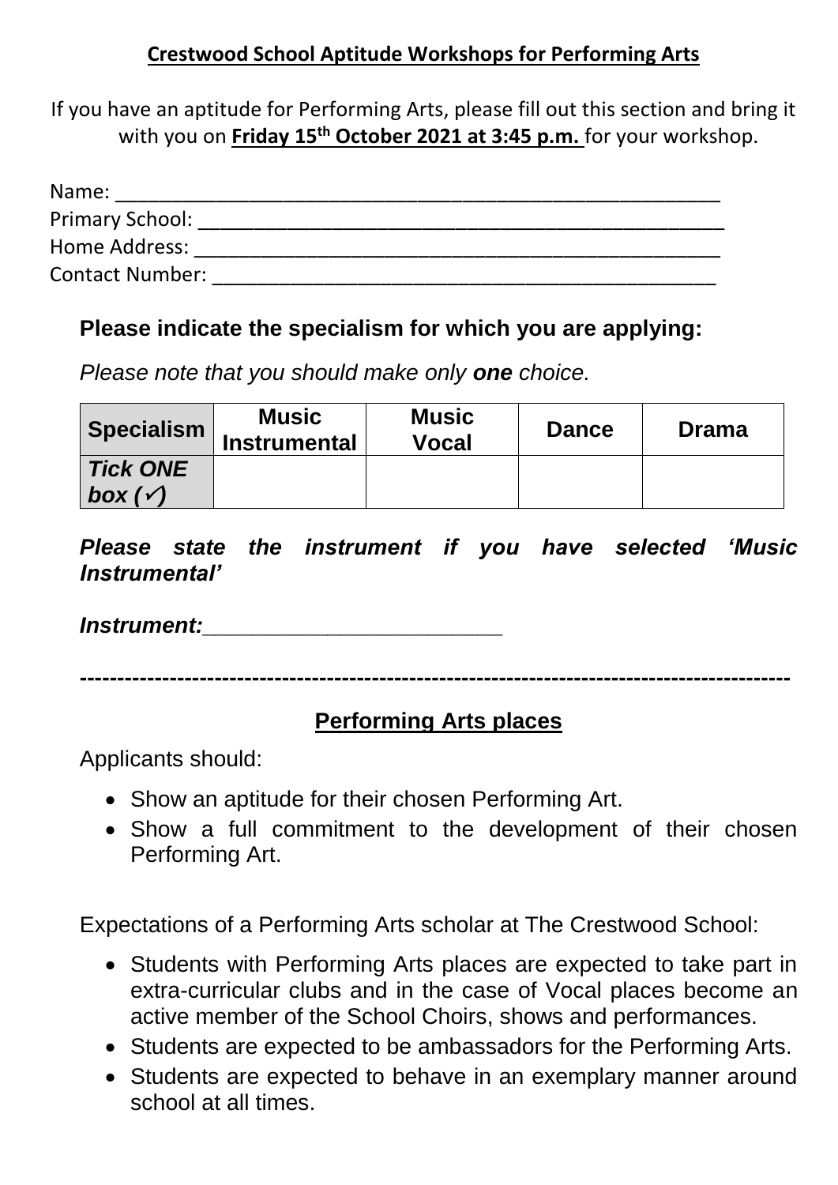## Crestwood School Aptitude Workshops for Performing Arts

If you have an aptitude for Performing Arts, please fill out this section and bring it with you on **Friday 15th October 2021 at 3:45 p.m.** for your workshop.

Name: ____________________________________________________

Primary School: ____________________________________________

Home Address: _____________________________________________

Contact Number: ___________________________________________

### Please indicate the specialism for which you are applying:

*Please note that you should make only* ***one*** *choice.*

| Specialism | Music Instrumental | Music Vocal | Dance | Drama |
|---|---|---|---|---|
| ***Tick ONE box (✓)*** | | | | |

***Please state the instrument if you have selected 'Music Instrumental'***

***Instrument:***_________________________

---

### Performing Arts places

Applicants should:

- Show an aptitude for their chosen Performing Art.
- Show a full commitment to the development of their chosen Performing Art.

Expectations of a Performing Arts scholar at The Crestwood School:

- Students with Performing Arts places are expected to take part in extra-curricular clubs and in the case of Vocal places become an active member of the School Choirs, shows and performances.
- Students are expected to be ambassadors for the Performing Arts.
- Students are expected to behave in an exemplary manner around school at all times.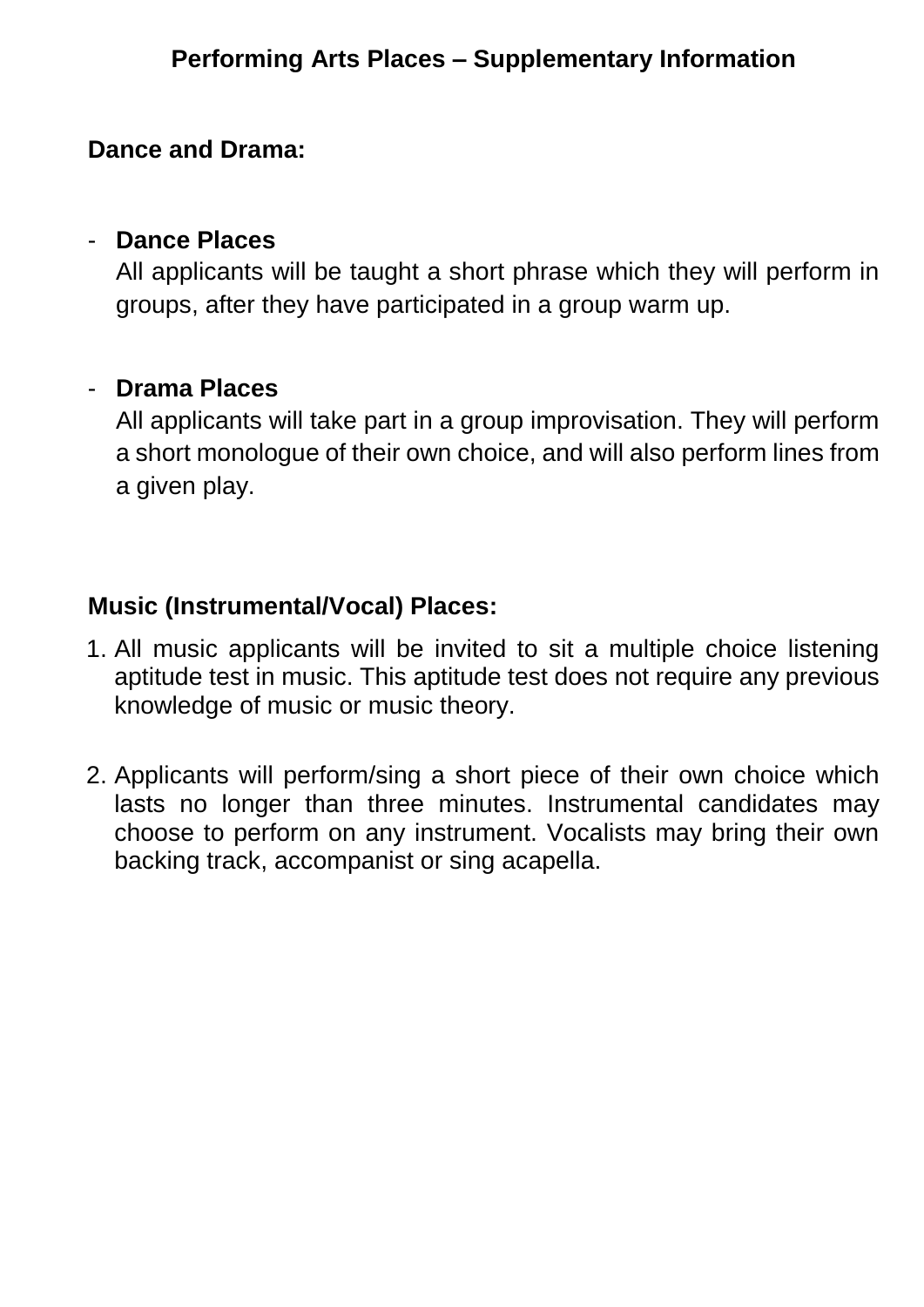# Performing Arts Places – Supplementary Information

## Dance and Drama:

- **Dance Places**
  All applicants will be taught a short phrase which they will perform in groups, after they have participated in a group warm up.

- **Drama Places**
  All applicants will take part in a group improvisation. They will perform a short monologue of their own choice, and will also perform lines from a given play.

## Music (Instrumental/Vocal) Places:

1. All music applicants will be invited to sit a multiple choice listening aptitude test in music. This aptitude test does not require any previous knowledge of music or music theory.

2. Applicants will perform/sing a short piece of their own choice which lasts no longer than three minutes. Instrumental candidates may choose to perform on any instrument. Vocalists may bring their own backing track, accompanist or sing acapella.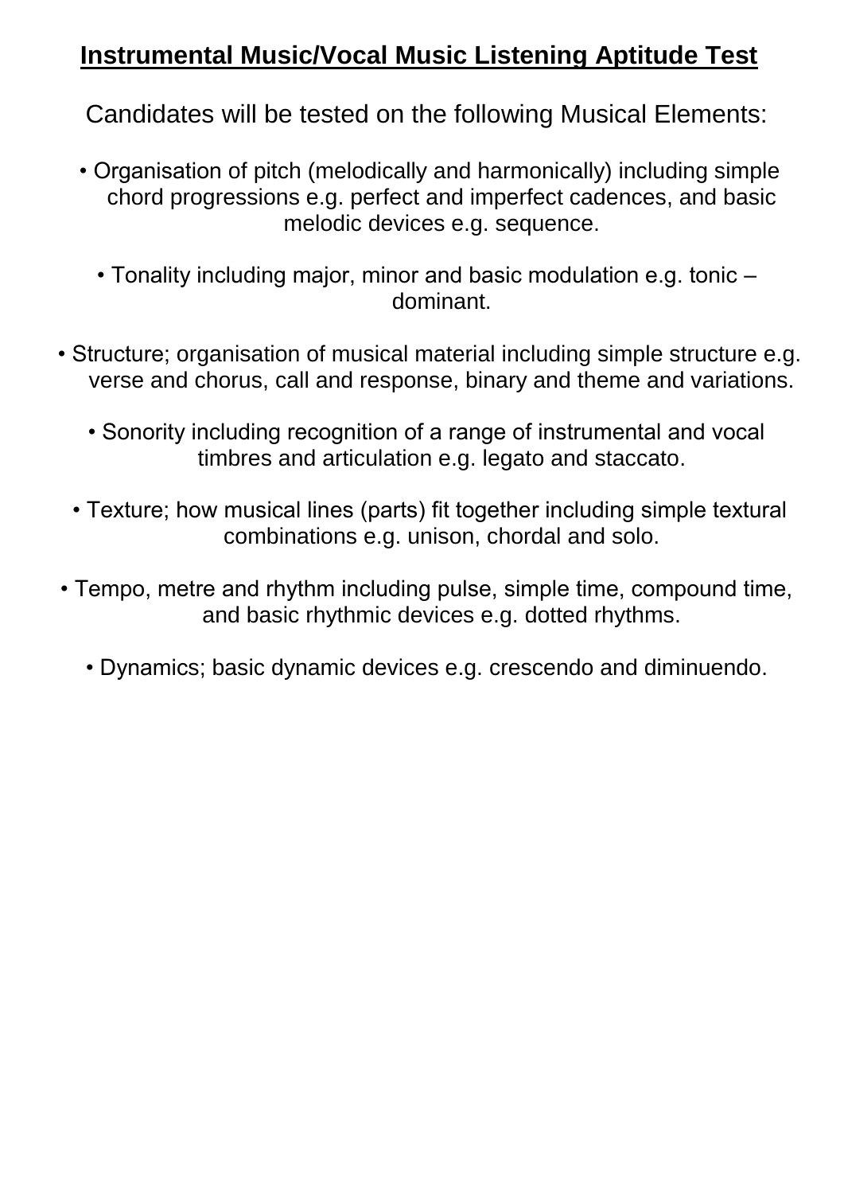# **Instrumental Music/Vocal Music Listening Aptitude Test**

Candidates will be tested on the following Musical Elements:

- Organisation of pitch (melodically and harmonically) including simple chord progressions e.g. perfect and imperfect cadences, and basic melodic devices e.g. sequence.
- Tonality including major, minor and basic modulation e.g. tonic – dominant.
- Structure; organisation of musical material including simple structure e.g. verse and chorus, call and response, binary and theme and variations.
- Sonority including recognition of a range of instrumental and vocal timbres and articulation e.g. legato and staccato.
- Texture; how musical lines (parts) fit together including simple textural combinations e.g. unison, chordal and solo.
- Tempo, metre and rhythm including pulse, simple time, compound time, and basic rhythmic devices e.g. dotted rhythms.
- Dynamics; basic dynamic devices e.g. crescendo and diminuendo.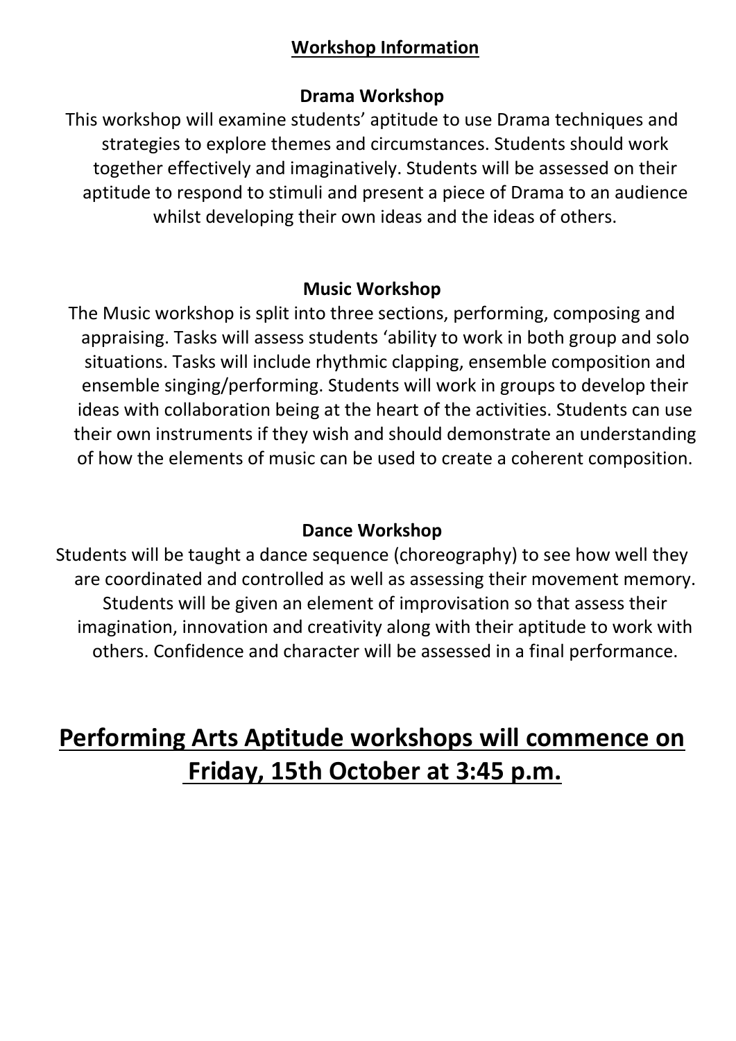## Workshop Information

### Drama Workshop

This workshop will examine students' aptitude to use Drama techniques and strategies to explore themes and circumstances. Students should work together effectively and imaginatively. Students will be assessed on their aptitude to respond to stimuli and present a piece of Drama to an audience whilst developing their own ideas and the ideas of others.

### Music Workshop

The Music workshop is split into three sections, performing, composing and appraising. Tasks will assess students 'ability to work in both group and solo situations. Tasks will include rhythmic clapping, ensemble composition and ensemble singing/performing. Students will work in groups to develop their ideas with collaboration being at the heart of the activities. Students can use their own instruments if they wish and should demonstrate an understanding of how the elements of music can be used to create a coherent composition.

### Dance Workshop

Students will be taught a dance sequence (choreography) to see how well they are coordinated and controlled as well as assessing their movement memory. Students will be given an element of improvisation so that assess their imagination, innovation and creativity along with their aptitude to work with others. Confidence and character will be assessed in a final performance.

# Performing Arts Aptitude workshops will commence on Friday, 15th October at 3:45 p.m.